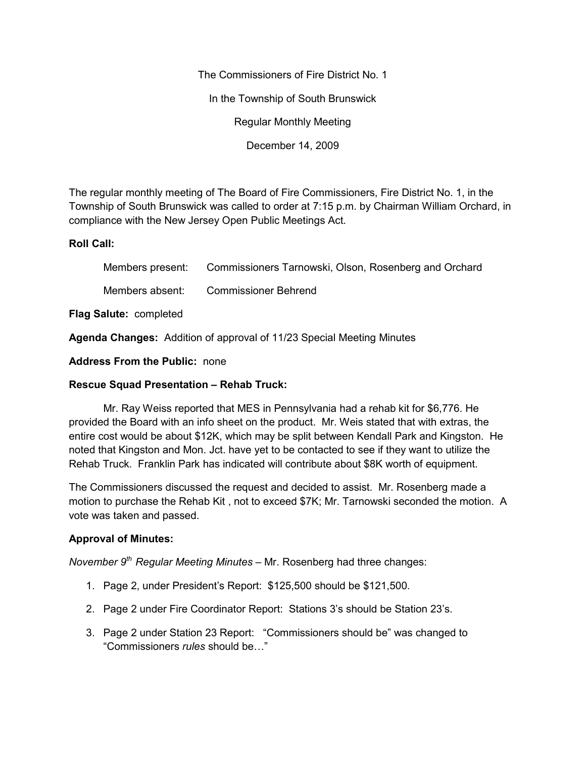The Commissioners of Fire District No. 1

In the Township of South Brunswick

Regular Monthly Meeting

December 14, 2009

The regular monthly meeting of The Board of Fire Commissioners, Fire District No. 1, in the Township of South Brunswick was called to order at 7:15 p.m. by Chairman William Orchard, in compliance with the New Jersey Open Public Meetings Act.

**Roll Call:**

Members present: Commissioners Tarnowski, Olson, Rosenberg and Orchard

Members absent: Commissioner Behrend

**Flag Salute:** completed

**Agenda Changes:** Addition of approval of 11/23 Special Meeting Minutes

**Address From the Public:** none

**Rescue Squad Presentation – Rehab Truck:**

Mr. Ray Weiss reported that MES in Pennsylvania had a rehab kit for $6,776. He provided the Board with an info sheet on the product. Mr. Weis stated that with extras, the entire cost would be about $12K, which may be split between Kendall Park and Kingston. He noted that Kingston and Mon. Jct. have yet to be contacted to see if they want to utilize the Rehab Truck. Franklin Park has indicated will contribute about $8K worth of equipment.

The Commissioners discussed the request and decided to assist. Mr. Rosenberg made a motion to purchase the Rehab Kit , not to exceed $7K; Mr. Tarnowski seconded the motion. A vote was taken and passed.

**Approval of Minutes:**

*November 9th Regular Meeting Minutes* – Mr. Rosenberg had three changes:

1. Page 2, under President's Report: $125,500 should be $121,500.
2. Page 2 under Fire Coordinator Report: Stations 3's should be Station 23's.
3. Page 2 under Station 23 Report: "Commissioners should be" was changed to "Commissioners *rules* should be…"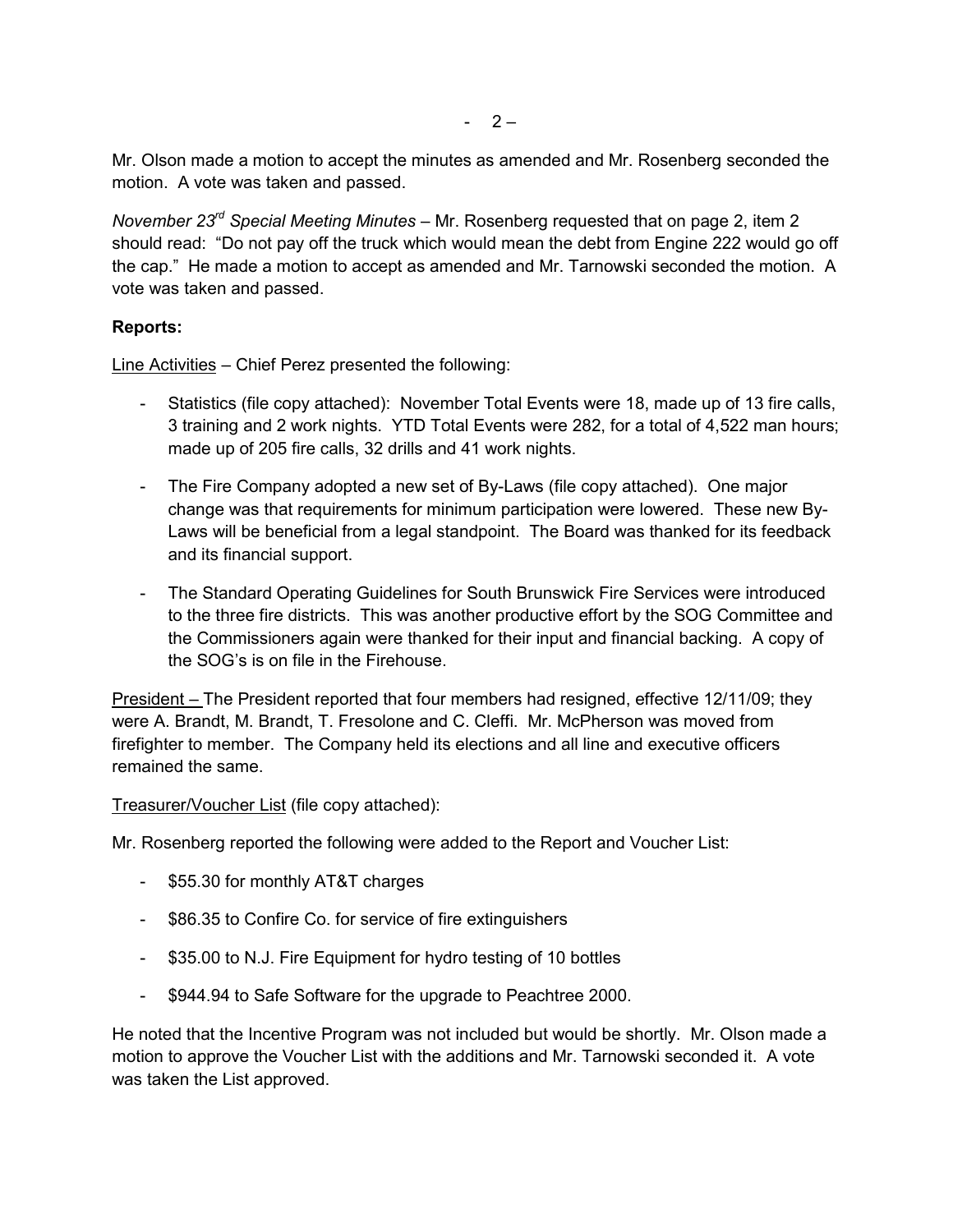Mr. Olson made a motion to accept the minutes as amended and Mr. Rosenberg seconded the motion. A vote was taken and passed.

*November 23rd Special Meeting Minutes* – Mr. Rosenberg requested that on page 2, item 2 should read: "Do not pay off the truck which would mean the debt from Engine 222 would go off the cap." He made a motion to accept as amended and Mr. Tarnowski seconded the motion. A vote was taken and passed.

**Reports:**

Line Activities – Chief Perez presented the following:

- Statistics (file copy attached): November Total Events were 18, made up of 13 fire calls, 3 training and 2 work nights. YTD Total Events were 282, for a total of 4,522 man hours; made up of 205 fire calls, 32 drills and 41 work nights.
- The Fire Company adopted a new set of By-Laws (file copy attached). One major change was that requirements for minimum participation were lowered. These new By-Laws will be beneficial from a legal standpoint. The Board was thanked for its feedback and its financial support.
- The Standard Operating Guidelines for South Brunswick Fire Services were introduced to the three fire districts. This was another productive effort by the SOG Committee and the Commissioners again were thanked for their input and financial backing. A copy of the SOG's is on file in the Firehouse.

President – The President reported that four members had resigned, effective 12/11/09; they were A. Brandt, M. Brandt, T. Fresolone and C. Cleffi. Mr. McPherson was moved from firefighter to member. The Company held its elections and all line and executive officers remained the same.

Treasurer/Voucher List (file copy attached):

Mr. Rosenberg reported the following were added to the Report and Voucher List:

- $55.30 for monthly AT&T charges
- $86.35 to Confire Co. for service of fire extinguishers
- $35.00 to N.J. Fire Equipment for hydro testing of 10 bottles
- $944.94 to Safe Software for the upgrade to Peachtree 2000.

He noted that the Incentive Program was not included but would be shortly. Mr. Olson made a motion to approve the Voucher List with the additions and Mr. Tarnowski seconded it. A vote was taken the List approved.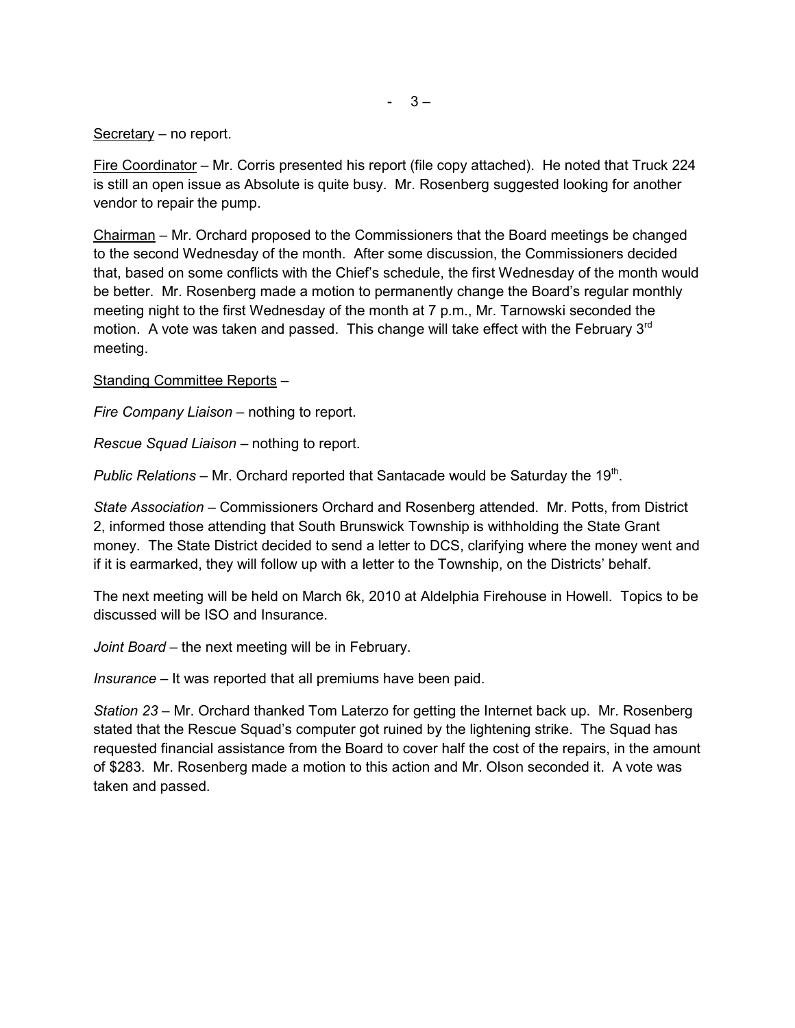Secretary – no report.

Fire Coordinator – Mr. Corris presented his report (file copy attached). He noted that Truck 224 is still an open issue as Absolute is quite busy. Mr. Rosenberg suggested looking for another vendor to repair the pump.

Chairman – Mr. Orchard proposed to the Commissioners that the Board meetings be changed to the second Wednesday of the month. After some discussion, the Commissioners decided that, based on some conflicts with the Chief's schedule, the first Wednesday of the month would be better. Mr. Rosenberg made a motion to permanently change the Board's regular monthly meeting night to the first Wednesday of the month at 7 p.m., Mr. Tarnowski seconded the motion. A vote was taken and passed. This change will take effect with the February 3rd meeting.

Standing Committee Reports –

*Fire Company Liaison* – nothing to report.

*Rescue Squad Liaison* – nothing to report.

*Public Relations* – Mr. Orchard reported that Santacade would be Saturday the 19th.

*State Association* – Commissioners Orchard and Rosenberg attended. Mr. Potts, from District 2, informed those attending that South Brunswick Township is withholding the State Grant money. The State District decided to send a letter to DCS, clarifying where the money went and if it is earmarked, they will follow up with a letter to the Township, on the Districts' behalf.

The next meeting will be held on March 6k, 2010 at Aldelphia Firehouse in Howell. Topics to be discussed will be ISO and Insurance.

*Joint Board* – the next meeting will be in February.

*Insurance* – It was reported that all premiums have been paid.

*Station 23* – Mr. Orchard thanked Tom Laterzo for getting the Internet back up. Mr. Rosenberg stated that the Rescue Squad's computer got ruined by the lightening strike. The Squad has requested financial assistance from the Board to cover half the cost of the repairs, in the amount of $283. Mr. Rosenberg made a motion to this action and Mr. Olson seconded it. A vote was taken and passed.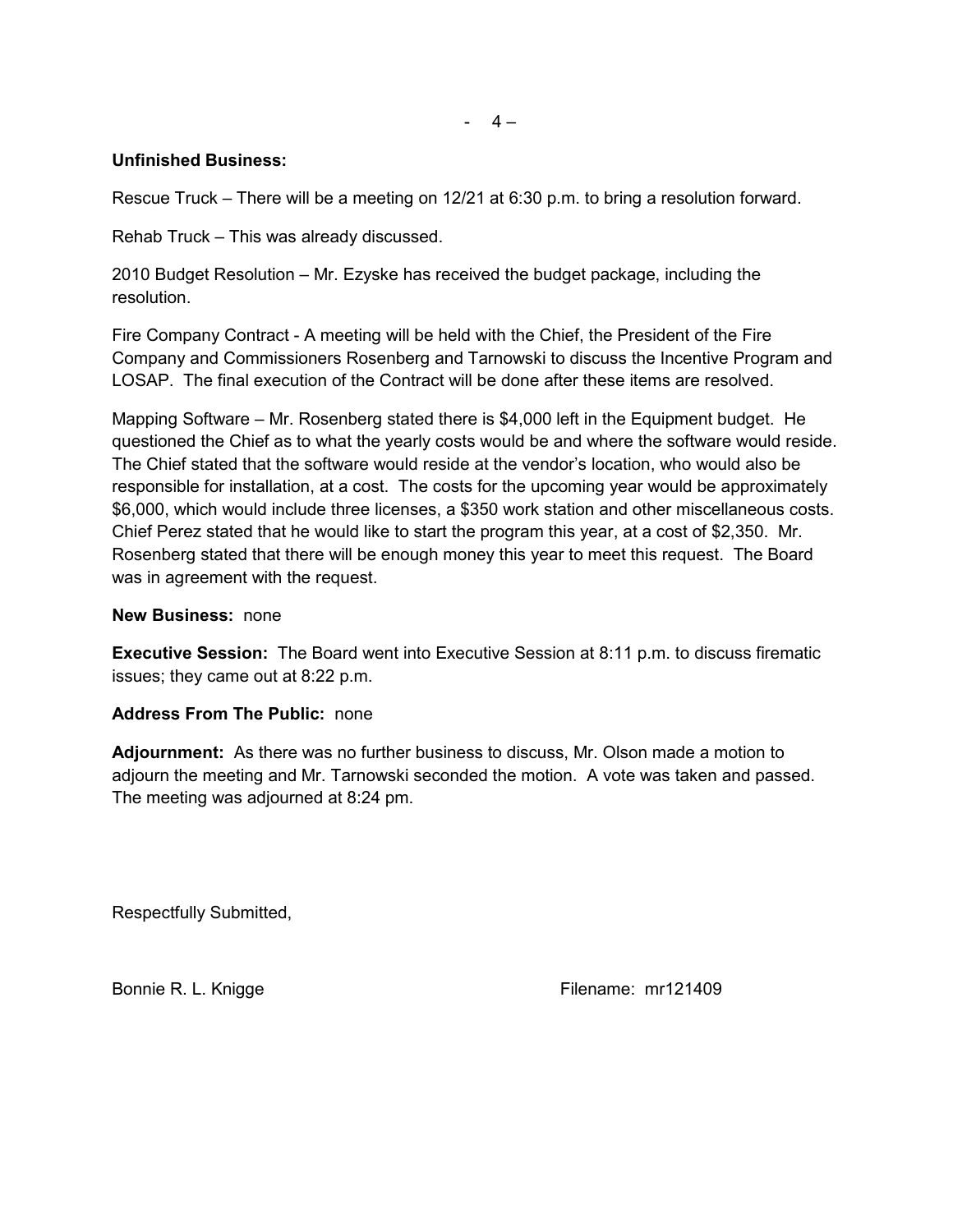**Unfinished Business:**

Rescue Truck – There will be a meeting on 12/21 at 6:30 p.m. to bring a resolution forward.

Rehab Truck – This was already discussed.

2010 Budget Resolution – Mr. Ezyske has received the budget package, including the resolution.

Fire Company Contract - A meeting will be held with the Chief, the President of the Fire Company and Commissioners Rosenberg and Tarnowski to discuss the Incentive Program and LOSAP. The final execution of the Contract will be done after these items are resolved.

Mapping Software – Mr. Rosenberg stated there is $4,000 left in the Equipment budget. He questioned the Chief as to what the yearly costs would be and where the software would reside. The Chief stated that the software would reside at the vendor's location, who would also be responsible for installation, at a cost. The costs for the upcoming year would be approximately $6,000, which would include three licenses, a $350 work station and other miscellaneous costs. Chief Perez stated that he would like to start the program this year, at a cost of $2,350. Mr. Rosenberg stated that there will be enough money this year to meet this request. The Board was in agreement with the request.

**New Business:** none

**Executive Session:** The Board went into Executive Session at 8:11 p.m. to discuss firematic issues; they came out at 8:22 p.m.

**Address From The Public:** none

**Adjournment:** As there was no further business to discuss, Mr. Olson made a motion to adjourn the meeting and Mr. Tarnowski seconded the motion. A vote was taken and passed. The meeting was adjourned at 8:24 pm.

Respectfully Submitted,

Bonnie R. L. Knigge

Filename: mr121409